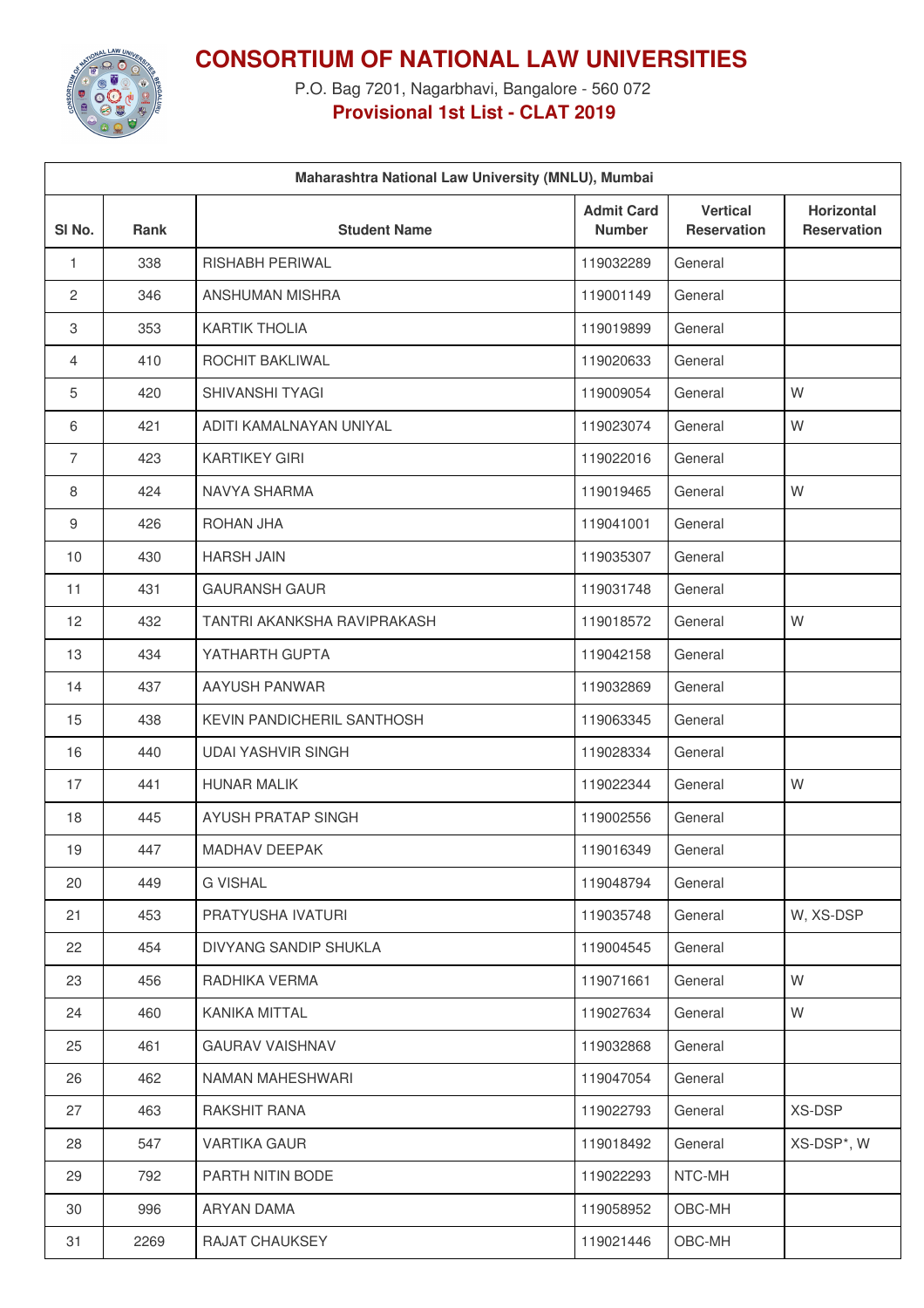# CONSORTIUM OF NATIONAL LAW UNIVERSITIES

P.O. Bag 7201, Nagarbhavi, Bangalore - 560 072

**Provisional 1st List - CLAT 2019**

| Maharashtra National Law University (MNLU), Mumbai | | | | | |
|---|---|---|---|---|---|
| Sl No. | Rank | Student Name | Admit Card Number | Vertical Reservation | Horizontal Reservation |
| 1 | 338 | RISHABH PERIWAL | 119032289 | General | |
| 2 | 346 | ANSHUMAN MISHRA | 119001149 | General | |
| 3 | 353 | KARTIK THOLIA | 119019899 | General | |
| 4 | 410 | ROCHIT BAKLIWAL | 119020633 | General | |
| 5 | 420 | SHIVANSHI TYAGI | 119009054 | General | W |
| 6 | 421 | ADITI KAMALNAYAN UNIYAL | 119023074 | General | W |
| 7 | 423 | KARTIKEY GIRI | 119022016 | General | |
| 8 | 424 | NAVYA SHARMA | 119019465 | General | W |
| 9 | 426 | ROHAN JHA | 119041001 | General | |
| 10 | 430 | HARSH JAIN | 119035307 | General | |
| 11 | 431 | GAURANSH GAUR | 119031748 | General | |
| 12 | 432 | TANTRI AKANKSHA RAVIPRAKASH | 119018572 | General | W |
| 13 | 434 | YATHARTH GUPTA | 119042158 | General | |
| 14 | 437 | AAYUSH PANWAR | 119032869 | General | |
| 15 | 438 | KEVIN PANDICHERIL SANTHOSH | 119063345 | General | |
| 16 | 440 | UDAI YASHVIR SINGH | 119028334 | General | |
| 17 | 441 | HUNAR MALIK | 119022344 | General | W |
| 18 | 445 | AYUSH PRATAP SINGH | 119002556 | General | |
| 19 | 447 | MADHAV DEEPAK | 119016349 | General | |
| 20 | 449 | G VISHAL | 119048794 | General | |
| 21 | 453 | PRATYUSHA IVATURI | 119035748 | General | W, XS-DSP |
| 22 | 454 | DIVYANG SANDIP SHUKLA | 119004545 | General | |
| 23 | 456 | RADHIKA VERMA | 119071661 | General | W |
| 24 | 460 | KANIKA MITTAL | 119027634 | General | W |
| 25 | 461 | GAURAV VAISHNAV | 119032868 | General | |
| 26 | 462 | NAMAN MAHESHWARI | 119047054 | General | |
| 27 | 463 | RAKSHIT RANA | 119022793 | General | XS-DSP |
| 28 | 547 | VARTIKA GAUR | 119018492 | General | XS-DSP*, W |
| 29 | 792 | PARTH NITIN BODE | 119022293 | NTC-MH | |
| 30 | 996 | ARYAN DAMA | 119058952 | OBC-MH | |
| 31 | 2269 | RAJAT CHAUKSEY | 119021446 | OBC-MH | |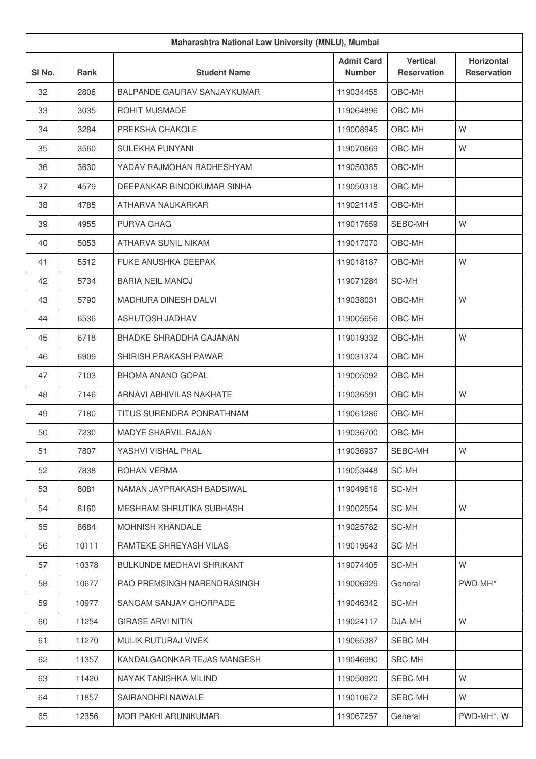| Maharashtra National Law University (MNLU), Mumbai | | | | | |
|---|---|---|---|---|---|
| Sl No. | Rank | Student Name | Admit Card Number | Vertical Reservation | Horizontal Reservation |
| 32 | 2806 | BALPANDE GAURAV SANJAYKUMAR | 119034455 | OBC-MH | |
| 33 | 3035 | ROHIT MUSMADE | 119064896 | OBC-MH | |
| 34 | 3284 | PREKSHA CHAKOLE | 119008945 | OBC-MH | W |
| 35 | 3560 | SULEKHA PUNYANI | 119070669 | OBC-MH | W |
| 36 | 3630 | YADAV RAJMOHAN RADHESHYAM | 119050385 | OBC-MH | |
| 37 | 4579 | DEEPANKAR BINODKUMAR SINHA | 119050318 | OBC-MH | |
| 38 | 4785 | ATHARVA NAUKARKAR | 119021145 | OBC-MH | |
| 39 | 4955 | PURVA GHAG | 119017659 | SEBC-MH | W |
| 40 | 5053 | ATHARVA SUNIL NIKAM | 119017070 | OBC-MH | |
| 41 | 5512 | FUKE ANUSHKA DEEPAK | 119018187 | OBC-MH | W |
| 42 | 5734 | BARIA NEIL MANOJ | 119071284 | SC-MH | |
| 43 | 5790 | MADHURA DINESH DALVI | 119038031 | OBC-MH | W |
| 44 | 6536 | ASHUTOSH JADHAV | 119005656 | OBC-MH | |
| 45 | 6718 | BHADKE SHRADDHA GAJANAN | 119019332 | OBC-MH | W |
| 46 | 6909 | SHIRISH PRAKASH PAWAR | 119031374 | OBC-MH | |
| 47 | 7103 | BHOMA ANAND GOPAL | 119005092 | OBC-MH | |
| 48 | 7146 | ARNAVI ABHIVILAS NAKHATE | 119036591 | OBC-MH | W |
| 49 | 7180 | TITUS SURENDRA PONRATHNAM | 119061286 | OBC-MH | |
| 50 | 7230 | MADYE SHARVIL RAJAN | 119036700 | OBC-MH | |
| 51 | 7807 | YASHVI VISHAL PHAL | 119036937 | SEBC-MH | W |
| 52 | 7838 | ROHAN VERMA | 119053448 | SC-MH | |
| 53 | 8081 | NAMAN JAYPRAKASH BADSIWAL | 119049616 | SC-MH | |
| 54 | 8160 | MESHRAM SHRUTIKA SUBHASH | 119002554 | SC-MH | W |
| 55 | 8684 | MOHNISH KHANDALE | 119025782 | SC-MH | |
| 56 | 10111 | RAMTEKE SHREYASH VILAS | 119019643 | SC-MH | |
| 57 | 10378 | BULKUNDE MEDHAVI SHRIKANT | 119074405 | SC-MH | W |
| 58 | 10677 | RAO PREMSINGH NARENDRASINGH | 119006929 | General | PWD-MH* |
| 59 | 10977 | SANGAM SANJAY GHORPADE | 119046342 | SC-MH | |
| 60 | 11254 | GIRASE ARVI NITIN | 119024117 | DJA-MH | W |
| 61 | 11270 | MULIK RUTURAJ VIVEK | 119065387 | SEBC-MH | |
| 62 | 11357 | KANDALGAONKAR TEJAS MANGESH | 119046990 | SBC-MH | |
| 63 | 11420 | NAYAK TANISHKA MILIND | 119050920 | SEBC-MH | W |
| 64 | 11857 | SAIRANDHRI NAWALE | 119010672 | SEBC-MH | W |
| 65 | 12356 | MOR PAKHI ARUNIKUMAR | 119067257 | General | PWD-MH*, W |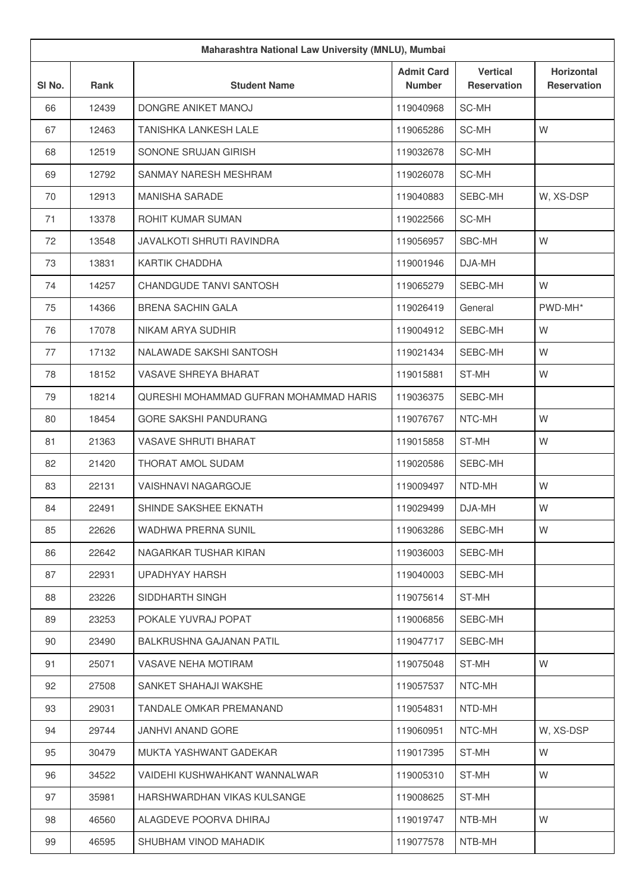| Maharashtra National Law University (MNLU), Mumbai | | | | | |
|---|---|---|---|---|---|
| Sl No. | Rank | Student Name | Admit Card Number | Vertical Reservation | Horizontal Reservation |
| 66 | 12439 | DONGRE ANIKET MANOJ | 119040968 | SC-MH | |
| 67 | 12463 | TANISHKA LANKESH LALE | 119065286 | SC-MH | W |
| 68 | 12519 | SONONE SRUJAN GIRISH | 119032678 | SC-MH | |
| 69 | 12792 | SANMAY NARESH MESHRAM | 119026078 | SC-MH | |
| 70 | 12913 | MANISHA SARADE | 119040883 | SEBC-MH | W, XS-DSP |
| 71 | 13378 | ROHIT KUMAR SUMAN | 119022566 | SC-MH | |
| 72 | 13548 | JAVALKOTI SHRUTI RAVINDRA | 119056957 | SBC-MH | W |
| 73 | 13831 | KARTIK CHADDHA | 119001946 | DJA-MH | |
| 74 | 14257 | CHANDGUDE TANVI SANTOSH | 119065279 | SEBC-MH | W |
| 75 | 14366 | BRENA SACHIN GALA | 119026419 | General | PWD-MH* |
| 76 | 17078 | NIKAM ARYA SUDHIR | 119004912 | SEBC-MH | W |
| 77 | 17132 | NALAWADE SAKSHI SANTOSH | 119021434 | SEBC-MH | W |
| 78 | 18152 | VASAVE SHREYA BHARAT | 119015881 | ST-MH | W |
| 79 | 18214 | QURESHI MOHAMMAD GUFRAN MOHAMMAD HARIS | 119036375 | SEBC-MH | |
| 80 | 18454 | GORE SAKSHI PANDURANG | 119076767 | NTC-MH | W |
| 81 | 21363 | VASAVE SHRUTI BHARAT | 119015858 | ST-MH | W |
| 82 | 21420 | THORAT AMOL SUDAM | 119020586 | SEBC-MH | |
| 83 | 22131 | VAISHNAVI NAGARGOJE | 119009497 | NTD-MH | W |
| 84 | 22491 | SHINDE SAKSHEE EKNATH | 119029499 | DJA-MH | W |
| 85 | 22626 | WADHWA PRERNA SUNIL | 119063286 | SEBC-MH | W |
| 86 | 22642 | NAGARKAR TUSHAR KIRAN | 119036003 | SEBC-MH | |
| 87 | 22931 | UPADHYAY HARSH | 119040003 | SEBC-MH | |
| 88 | 23226 | SIDDHARTH SINGH | 119075614 | ST-MH | |
| 89 | 23253 | POKALE YUVRAJ POPAT | 119006856 | SEBC-MH | |
| 90 | 23490 | BALKRUSHNA GAJANAN PATIL | 119047717 | SEBC-MH | |
| 91 | 25071 | VASAVE NEHA MOTIRAM | 119075048 | ST-MH | W |
| 92 | 27508 | SANKET SHAHAJI WAKSHE | 119057537 | NTC-MH | |
| 93 | 29031 | TANDALE OMKAR PREMANAND | 119054831 | NTD-MH | |
| 94 | 29744 | JANHVI ANAND GORE | 119060951 | NTC-MH | W, XS-DSP |
| 95 | 30479 | MUKTA YASHWANT GADEKAR | 119017395 | ST-MH | W |
| 96 | 34522 | VAIDEHI KUSHWAHKANT WANNALWAR | 119005310 | ST-MH | W |
| 97 | 35981 | HARSHWARDHAN VIKAS KULSANGE | 119008625 | ST-MH | |
| 98 | 46560 | ALAGDEVE POORVA DHIRAJ | 119019747 | NTB-MH | W |
| 99 | 46595 | SHUBHAM VINOD MAHADIK | 119077578 | NTB-MH | |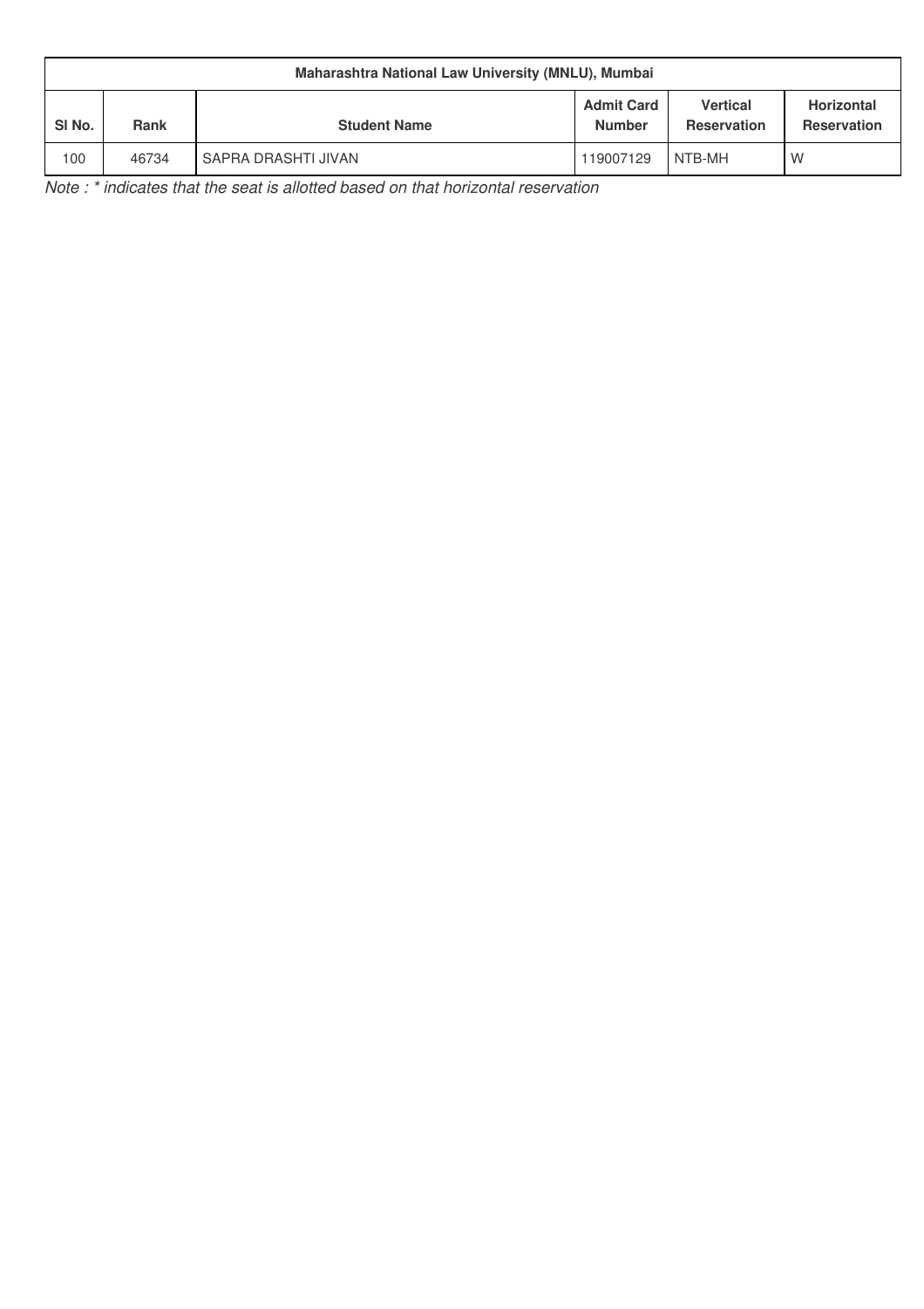| Maharashtra National Law University (MNLU), Mumbai | | | | | |
| --- | --- | --- | --- | --- | --- |
| Sl No. | Rank | Student Name | Admit Card Number | Vertical Reservation | Horizontal Reservation |
| 100 | 46734 | SAPRA DRASHTI JIVAN | 119007129 | NTB-MH | W |

*Note : * indicates that the seat is allotted based on that horizontal reservation*